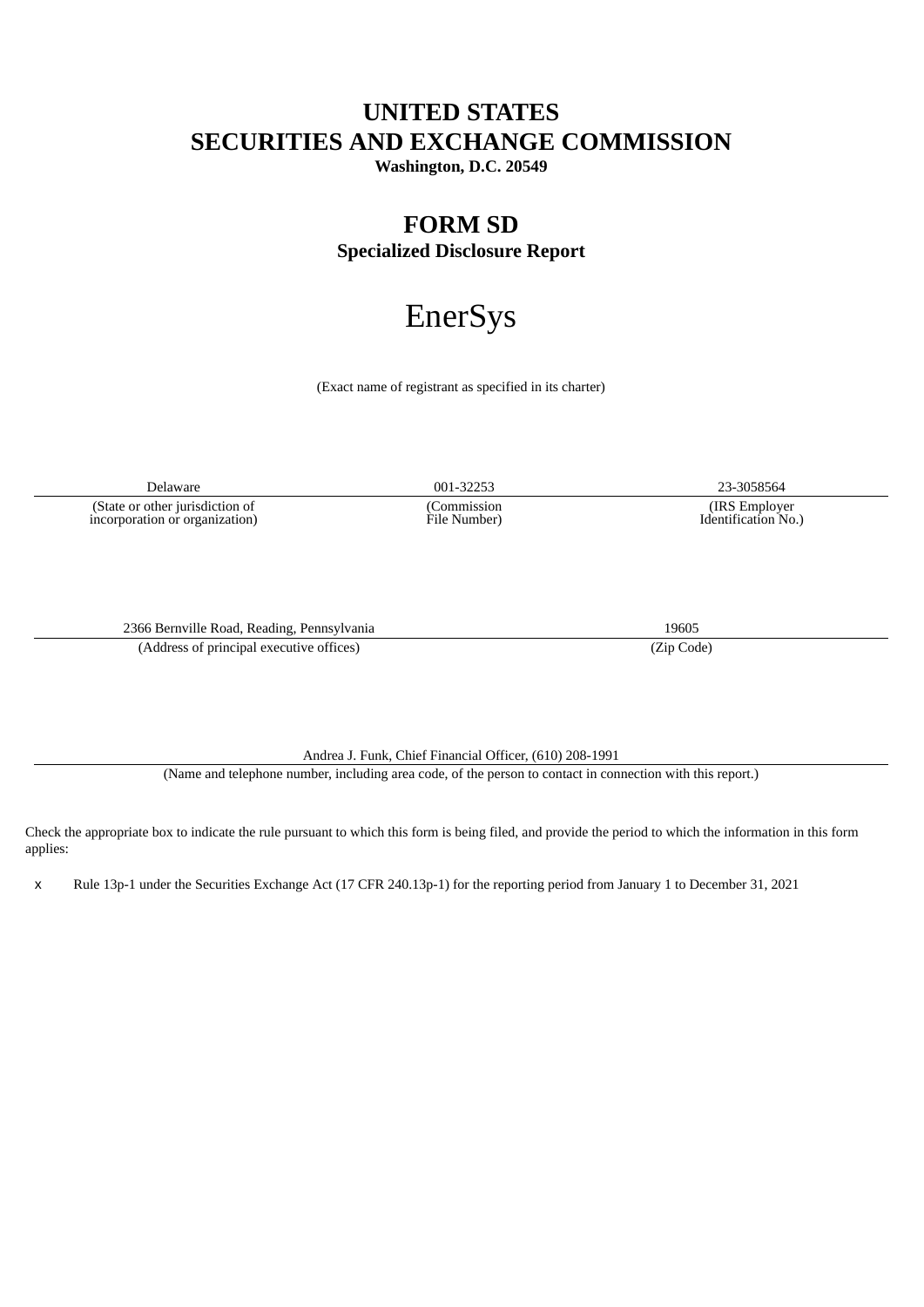# UNITED STATES
# SECURITIES AND EXCHANGE COMMISSION
**Washington, D.C. 20549**

## FORM SD
**Specialized Disclosure Report**

# EnerSys

(Exact name of registrant as specified in its charter)

| Delaware | 001-32253 | 23-3058564 |
|---|---|---|
| (State or other jurisdiction of incorporation or organization) | (Commission File Number) | (IRS Employer Identification No.) |

| 2366 Bernville Road, Reading, Pennsylvania | 19605 |
|---|---|
| (Address of principal executive offices) | (Zip Code) |

Andrea J. Funk, Chief Financial Officer, (610) 208-1991

(Name and telephone number, including area code, of the person to contact in connection with this report.)

Check the appropriate box to indicate the rule pursuant to which this form is being filed, and provide the period to which the information in this form applies:

x Rule 13p-1 under the Securities Exchange Act (17 CFR 240.13p-1) for the reporting period from January 1 to December 31, 2021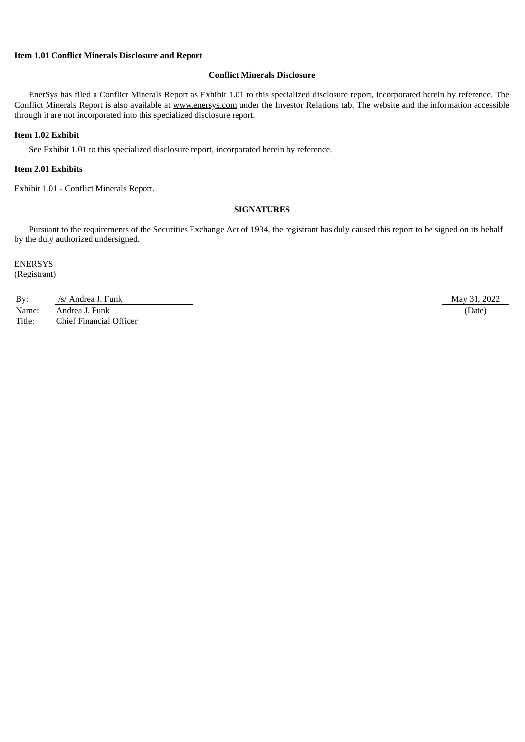**Item 1.01 Conflict Minerals Disclosure and Report**

**Conflict Minerals Disclosure**

EnerSys has filed a Conflict Minerals Report as Exhibit 1.01 to this specialized disclosure report, incorporated herein by reference. The Conflict Minerals Report is also available at www.enersys.com under the Investor Relations tab. The website and the information accessible through it are not incorporated into this specialized disclosure report.

**Item 1.02 Exhibit**

See Exhibit 1.01 to this specialized disclosure report, incorporated herein by reference.

**Item 2.01 Exhibits**

Exhibit 1.01 - Conflict Minerals Report.

**SIGNATURES**

Pursuant to the requirements of the Securities Exchange Act of 1934, the registrant has duly caused this report to be signed on its behalf by the duly authorized undersigned.

ENERSYS
(Registrant)

| | | |
|---|---|---|
| By: | /s/ Andrea J. Funk | May 31, 2022 |
| Name: | Andrea J. Funk | (Date) |
| Title: | Chief Financial Officer | |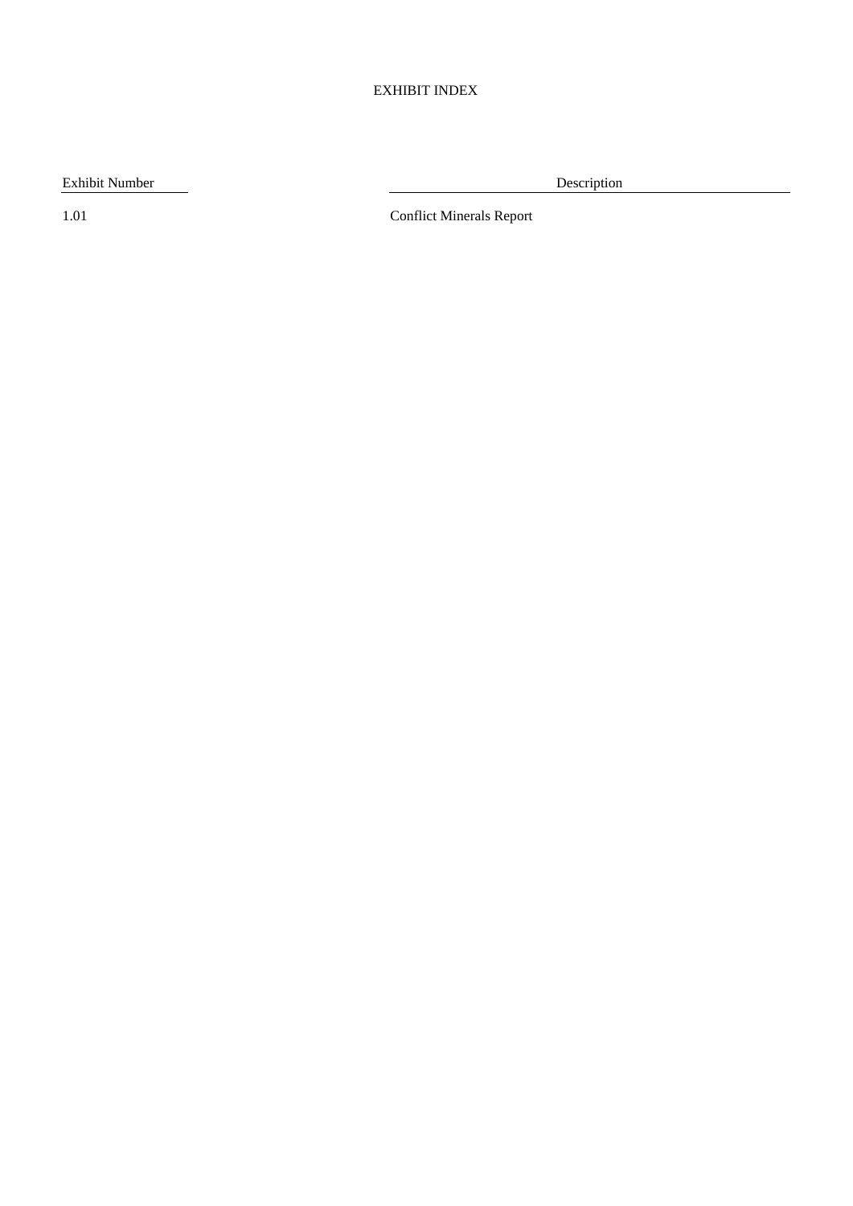# EXHIBIT INDEX

| Exhibit Number | Description |
|---|---|
| 1.01 | Conflict Minerals Report |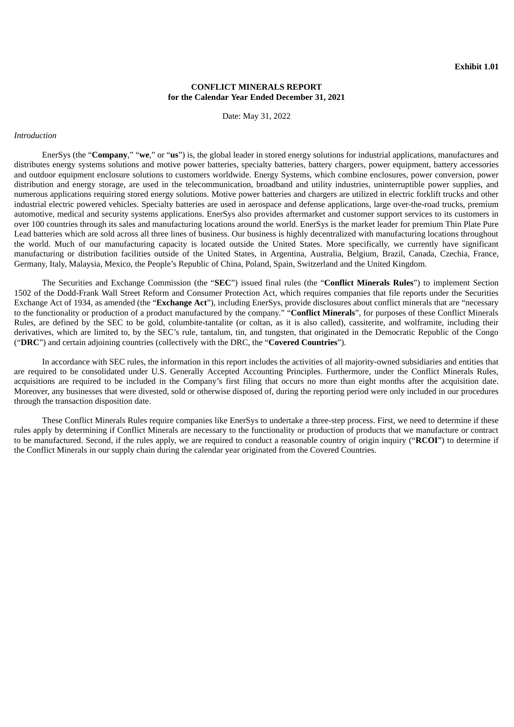**Exhibit 1.01**

**CONFLICT MINERALS REPORT**
**for the Calendar Year Ended December 31, 2021**

Date: May 31, 2022

*Introduction*

EnerSys (the "**Company**," "**we**," or "**us**") is, the global leader in stored energy solutions for industrial applications, manufactures and distributes energy systems solutions and motive power batteries, specialty batteries, battery chargers, power equipment, battery accessories and outdoor equipment enclosure solutions to customers worldwide. Energy Systems, which combine enclosures, power conversion, power distribution and energy storage, are used in the telecommunication, broadband and utility industries, uninterruptible power supplies, and numerous applications requiring stored energy solutions. Motive power batteries and chargers are utilized in electric forklift trucks and other industrial electric powered vehicles. Specialty batteries are used in aerospace and defense applications, large over-the-road trucks, premium automotive, medical and security systems applications. EnerSys also provides aftermarket and customer support services to its customers in over 100 countries through its sales and manufacturing locations around the world. EnerSys is the market leader for premium Thin Plate Pure Lead batteries which are sold across all three lines of business. Our business is highly decentralized with manufacturing locations throughout the world. Much of our manufacturing capacity is located outside the United States. More specifically, we currently have significant manufacturing or distribution facilities outside of the United States, in Argentina, Australia, Belgium, Brazil, Canada, Czechia, France, Germany, Italy, Malaysia, Mexico, the People's Republic of China, Poland, Spain, Switzerland and the United Kingdom.

The Securities and Exchange Commission (the "**SEC**") issued final rules (the "**Conflict Minerals Rules**") to implement Section 1502 of the Dodd-Frank Wall Street Reform and Consumer Protection Act, which requires companies that file reports under the Securities Exchange Act of 1934, as amended (the "**Exchange Act**"), including EnerSys, provide disclosures about conflict minerals that are "necessary to the functionality or production of a product manufactured by the company." "**Conflict Minerals**", for purposes of these Conflict Minerals Rules, are defined by the SEC to be gold, columbite-tantalite (or coltan, as it is also called), cassiterite, and wolframite, including their derivatives, which are limited to, by the SEC's rule, tantalum, tin, and tungsten, that originated in the Democratic Republic of the Congo ("**DRC**") and certain adjoining countries (collectively with the DRC, the "**Covered Countries**").

In accordance with SEC rules, the information in this report includes the activities of all majority-owned subsidiaries and entities that are required to be consolidated under U.S. Generally Accepted Accounting Principles. Furthermore, under the Conflict Minerals Rules, acquisitions are required to be included in the Company's first filing that occurs no more than eight months after the acquisition date. Moreover, any businesses that were divested, sold or otherwise disposed of, during the reporting period were only included in our procedures through the transaction disposition date.

These Conflict Minerals Rules require companies like EnerSys to undertake a three-step process. First, we need to determine if these rules apply by determining if Conflict Minerals are necessary to the functionality or production of products that we manufacture or contract to be manufactured. Second, if the rules apply, we are required to conduct a reasonable country of origin inquiry ("**RCOI**") to determine if the Conflict Minerals in our supply chain during the calendar year originated from the Covered Countries.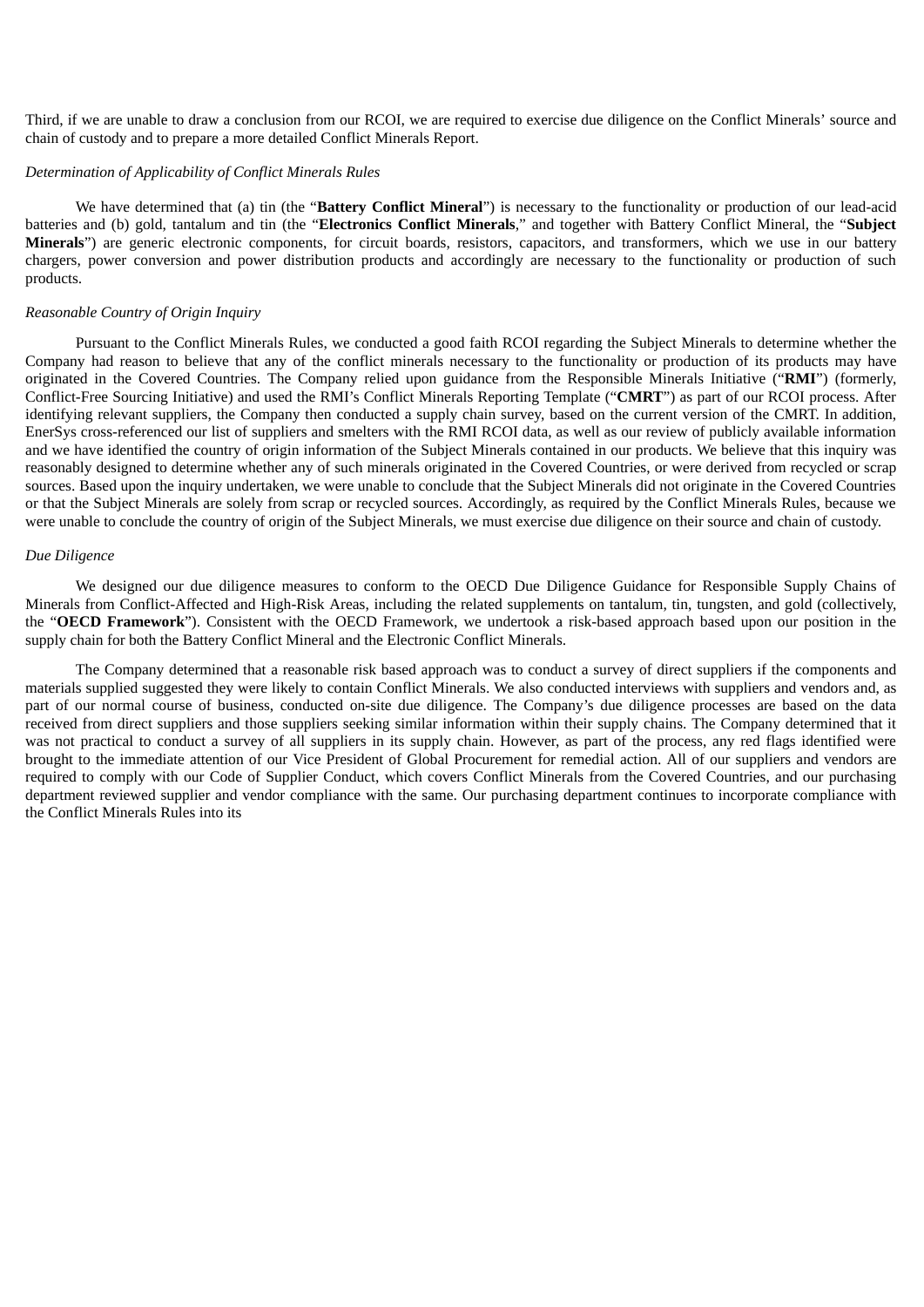Third, if we are unable to draw a conclusion from our RCOI, we are required to exercise due diligence on the Conflict Minerals' source and chain of custody and to prepare a more detailed Conflict Minerals Report.

*Determination of Applicability of Conflict Minerals Rules*

We have determined that (a) tin (the "**Battery Conflict Mineral**") is necessary to the functionality or production of our lead-acid batteries and (b) gold, tantalum and tin (the "**Electronics Conflict Minerals**," and together with Battery Conflict Mineral, the "**Subject Minerals**") are generic electronic components, for circuit boards, resistors, capacitors, and transformers, which we use in our battery chargers, power conversion and power distribution products and accordingly are necessary to the functionality or production of such products.

*Reasonable Country of Origin Inquiry*

Pursuant to the Conflict Minerals Rules, we conducted a good faith RCOI regarding the Subject Minerals to determine whether the Company had reason to believe that any of the conflict minerals necessary to the functionality or production of its products may have originated in the Covered Countries. The Company relied upon guidance from the Responsible Minerals Initiative ("**RMI**") (formerly, Conflict-Free Sourcing Initiative) and used the RMI's Conflict Minerals Reporting Template ("**CMRT**") as part of our RCOI process. After identifying relevant suppliers, the Company then conducted a supply chain survey, based on the current version of the CMRT. In addition, EnerSys cross-referenced our list of suppliers and smelters with the RMI RCOI data, as well as our review of publicly available information and we have identified the country of origin information of the Subject Minerals contained in our products. We believe that this inquiry was reasonably designed to determine whether any of such minerals originated in the Covered Countries, or were derived from recycled or scrap sources. Based upon the inquiry undertaken, we were unable to conclude that the Subject Minerals did not originate in the Covered Countries or that the Subject Minerals are solely from scrap or recycled sources. Accordingly, as required by the Conflict Minerals Rules, because we were unable to conclude the country of origin of the Subject Minerals, we must exercise due diligence on their source and chain of custody.

*Due Diligence*

We designed our due diligence measures to conform to the OECD Due Diligence Guidance for Responsible Supply Chains of Minerals from Conflict-Affected and High-Risk Areas, including the related supplements on tantalum, tin, tungsten, and gold (collectively, the "**OECD Framework**"). Consistent with the OECD Framework, we undertook a risk-based approach based upon our position in the supply chain for both the Battery Conflict Mineral and the Electronic Conflict Minerals.

The Company determined that a reasonable risk based approach was to conduct a survey of direct suppliers if the components and materials supplied suggested they were likely to contain Conflict Minerals. We also conducted interviews with suppliers and vendors and, as part of our normal course of business, conducted on-site due diligence. The Company's due diligence processes are based on the data received from direct suppliers and those suppliers seeking similar information within their supply chains. The Company determined that it was not practical to conduct a survey of all suppliers in its supply chain. However, as part of the process, any red flags identified were brought to the immediate attention of our Vice President of Global Procurement for remedial action. All of our suppliers and vendors are required to comply with our Code of Supplier Conduct, which covers Conflict Minerals from the Covered Countries, and our purchasing department reviewed supplier and vendor compliance with the same. Our purchasing department continues to incorporate compliance with the Conflict Minerals Rules into its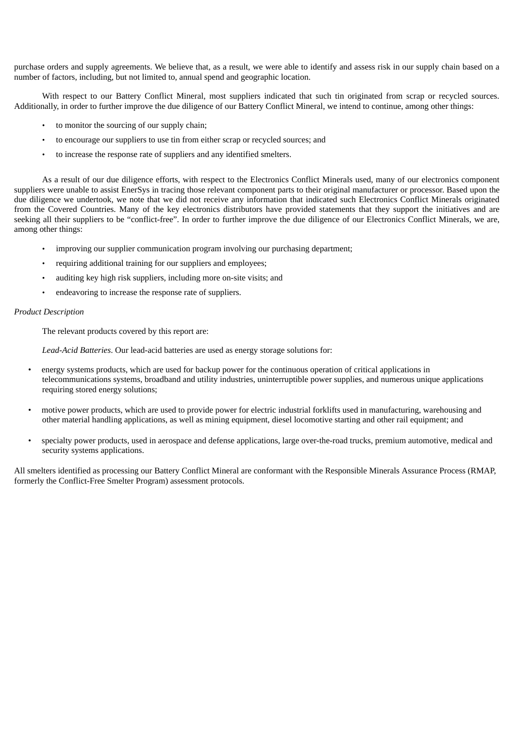purchase orders and supply agreements. We believe that, as a result, we were able to identify and assess risk in our supply chain based on a number of factors, including, but not limited to, annual spend and geographic location.

With respect to our Battery Conflict Mineral, most suppliers indicated that such tin originated from scrap or recycled sources. Additionally, in order to further improve the due diligence of our Battery Conflict Mineral, we intend to continue, among other things:

- to monitor the sourcing of our supply chain;
- to encourage our suppliers to use tin from either scrap or recycled sources; and
- to increase the response rate of suppliers and any identified smelters.

As a result of our due diligence efforts, with respect to the Electronics Conflict Minerals used, many of our electronics component suppliers were unable to assist EnerSys in tracing those relevant component parts to their original manufacturer or processor. Based upon the due diligence we undertook, we note that we did not receive any information that indicated such Electronics Conflict Minerals originated from the Covered Countries. Many of the key electronics distributors have provided statements that they support the initiatives and are seeking all their suppliers to be "conflict-free". In order to further improve the due diligence of our Electronics Conflict Minerals, we are, among other things:

- improving our supplier communication program involving our purchasing department;
- requiring additional training for our suppliers and employees;
- auditing key high risk suppliers, including more on-site visits; and
- endeavoring to increase the response rate of suppliers.

*Product Description*

The relevant products covered by this report are:

*Lead-Acid Batteries*. Our lead-acid batteries are used as energy storage solutions for:

- energy systems products, which are used for backup power for the continuous operation of critical applications in telecommunications systems, broadband and utility industries, uninterruptible power supplies, and numerous unique applications requiring stored energy solutions;
- motive power products, which are used to provide power for electric industrial forklifts used in manufacturing, warehousing and other material handling applications, as well as mining equipment, diesel locomotive starting and other rail equipment; and
- specialty power products, used in aerospace and defense applications, large over-the-road trucks, premium automotive, medical and security systems applications.

All smelters identified as processing our Battery Conflict Mineral are conformant with the Responsible Minerals Assurance Process (RMAP, formerly the Conflict-Free Smelter Program) assessment protocols.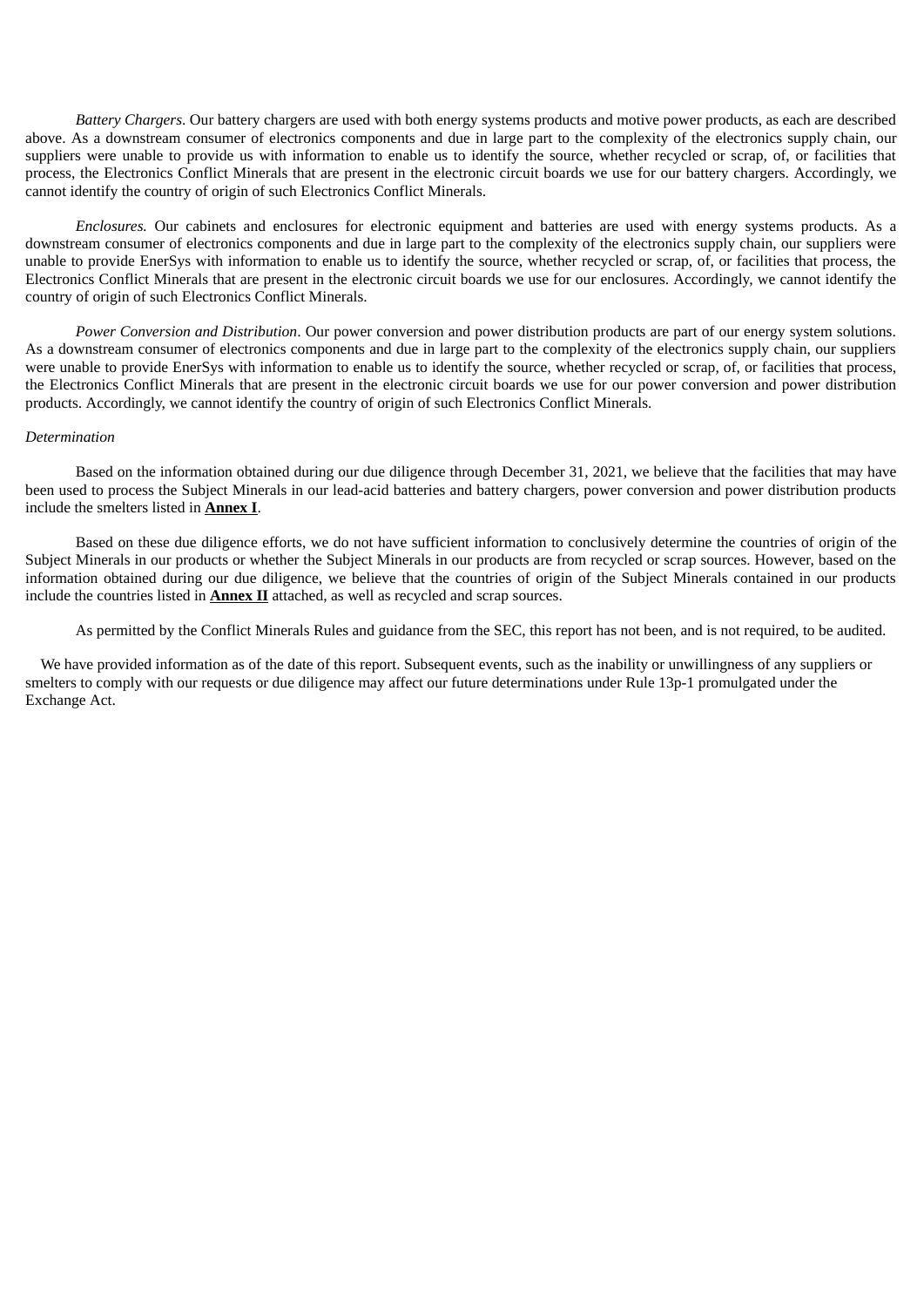*Battery Chargers*. Our battery chargers are used with both energy systems products and motive power products, as each are described above. As a downstream consumer of electronics components and due in large part to the complexity of the electronics supply chain, our suppliers were unable to provide us with information to enable us to identify the source, whether recycled or scrap, of, or facilities that process, the Electronics Conflict Minerals that are present in the electronic circuit boards we use for our battery chargers. Accordingly, we cannot identify the country of origin of such Electronics Conflict Minerals.

*Enclosures.* Our cabinets and enclosures for electronic equipment and batteries are used with energy systems products. As a downstream consumer of electronics components and due in large part to the complexity of the electronics supply chain, our suppliers were unable to provide EnerSys with information to enable us to identify the source, whether recycled or scrap, of, or facilities that process, the Electronics Conflict Minerals that are present in the electronic circuit boards we use for our enclosures. Accordingly, we cannot identify the country of origin of such Electronics Conflict Minerals.

*Power Conversion and Distribution*. Our power conversion and power distribution products are part of our energy system solutions. As a downstream consumer of electronics components and due in large part to the complexity of the electronics supply chain, our suppliers were unable to provide EnerSys with information to enable us to identify the source, whether recycled or scrap, of, or facilities that process, the Electronics Conflict Minerals that are present in the electronic circuit boards we use for our power conversion and power distribution products. Accordingly, we cannot identify the country of origin of such Electronics Conflict Minerals.

*Determination*

Based on the information obtained during our due diligence through December 31, 2021, we believe that the facilities that may have been used to process the Subject Minerals in our lead-acid batteries and battery chargers, power conversion and power distribution products include the smelters listed in **Annex I**.

Based on these due diligence efforts, we do not have sufficient information to conclusively determine the countries of origin of the Subject Minerals in our products or whether the Subject Minerals in our products are from recycled or scrap sources. However, based on the information obtained during our due diligence, we believe that the countries of origin of the Subject Minerals contained in our products include the countries listed in **Annex II** attached, as well as recycled and scrap sources.

As permitted by the Conflict Minerals Rules and guidance from the SEC, this report has not been, and is not required, to be audited.

We have provided information as of the date of this report. Subsequent events, such as the inability or unwillingness of any suppliers or smelters to comply with our requests or due diligence may affect our future determinations under Rule 13p-1 promulgated under the Exchange Act.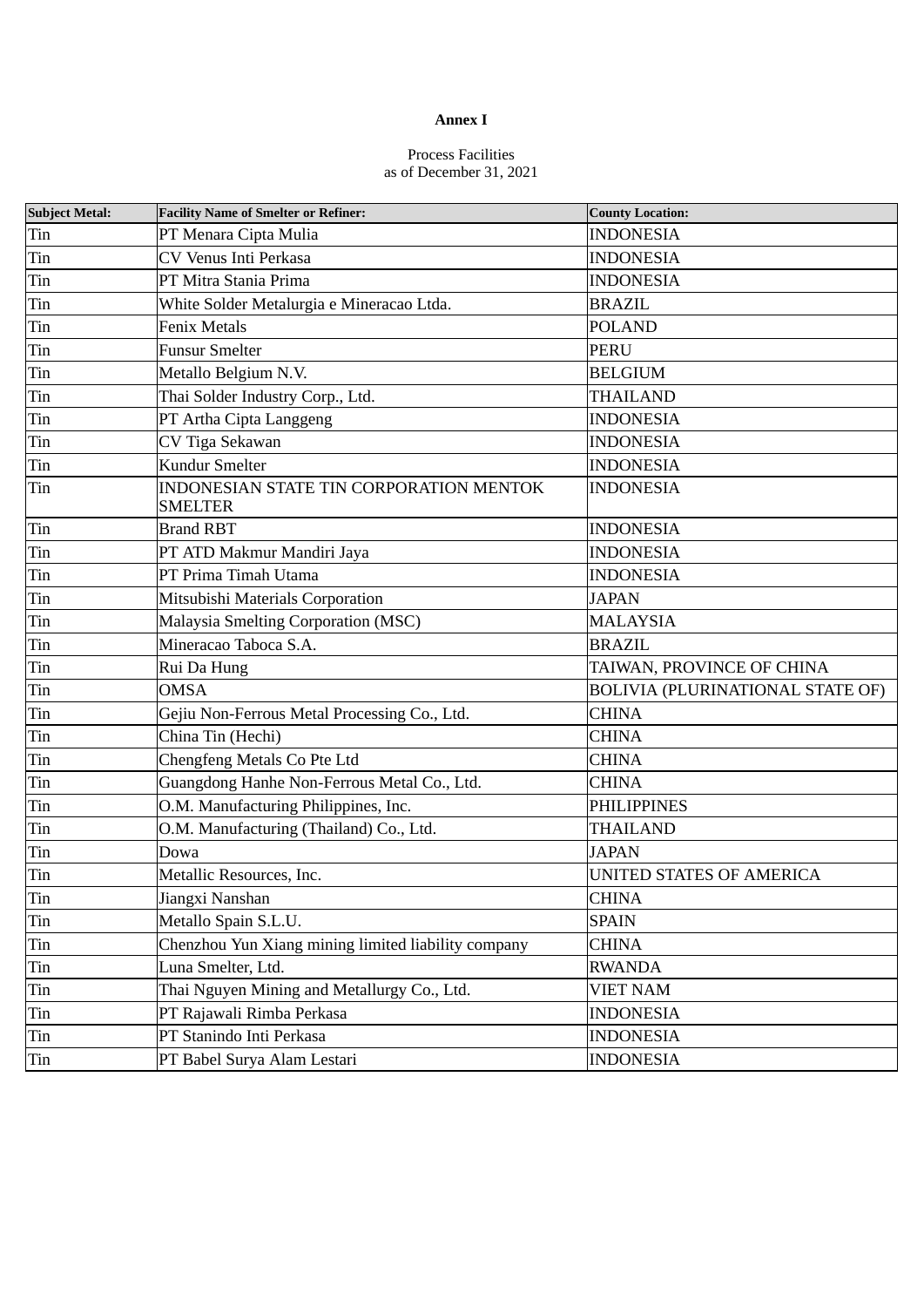**Annex I**

Process Facilities
as of December 31, 2021

| Subject Metal: | Facility Name of Smelter or Refiner: | County Location: |
|---|---|---|
| Tin | PT Menara Cipta Mulia | INDONESIA |
| Tin | CV Venus Inti Perkasa | INDONESIA |
| Tin | PT Mitra Stania Prima | INDONESIA |
| Tin | White Solder Metalurgia e Mineracao Ltda. | BRAZIL |
| Tin | Fenix Metals | POLAND |
| Tin | Funsur Smelter | PERU |
| Tin | Metallo Belgium N.V. | BELGIUM |
| Tin | Thai Solder Industry Corp., Ltd. | THAILAND |
| Tin | PT Artha Cipta Langgeng | INDONESIA |
| Tin | CV Tiga Sekawan | INDONESIA |
| Tin | Kundur Smelter | INDONESIA |
| Tin | INDONESIAN STATE TIN CORPORATION MENTOK SMELTER | INDONESIA |
| Tin | Brand RBT | INDONESIA |
| Tin | PT ATD Makmur Mandiri Jaya | INDONESIA |
| Tin | PT Prima Timah Utama | INDONESIA |
| Tin | Mitsubishi Materials Corporation | JAPAN |
| Tin | Malaysia Smelting Corporation (MSC) | MALAYSIA |
| Tin | Mineracao Taboca S.A. | BRAZIL |
| Tin | Rui Da Hung | TAIWAN, PROVINCE OF CHINA |
| Tin | OMSA | BOLIVIA (PLURINATIONAL STATE OF) |
| Tin | Gejiu Non-Ferrous Metal Processing Co., Ltd. | CHINA |
| Tin | China Tin (Hechi) | CHINA |
| Tin | Chengfeng Metals Co Pte Ltd | CHINA |
| Tin | Guangdong Hanhe Non-Ferrous Metal Co., Ltd. | CHINA |
| Tin | O.M. Manufacturing Philippines, Inc. | PHILIPPINES |
| Tin | O.M. Manufacturing (Thailand) Co., Ltd. | THAILAND |
| Tin | Dowa | JAPAN |
| Tin | Metallic Resources, Inc. | UNITED STATES OF AMERICA |
| Tin | Jiangxi Nanshan | CHINA |
| Tin | Metallo Spain S.L.U. | SPAIN |
| Tin | Chenzhou Yun Xiang mining limited liability company | CHINA |
| Tin | Luna Smelter, Ltd. | RWANDA |
| Tin | Thai Nguyen Mining and Metallurgy Co., Ltd. | VIET NAM |
| Tin | PT Rajawali Rimba Perkasa | INDONESIA |
| Tin | PT Stanindo Inti Perkasa | INDONESIA |
| Tin | PT Babel Surya Alam Lestari | INDONESIA |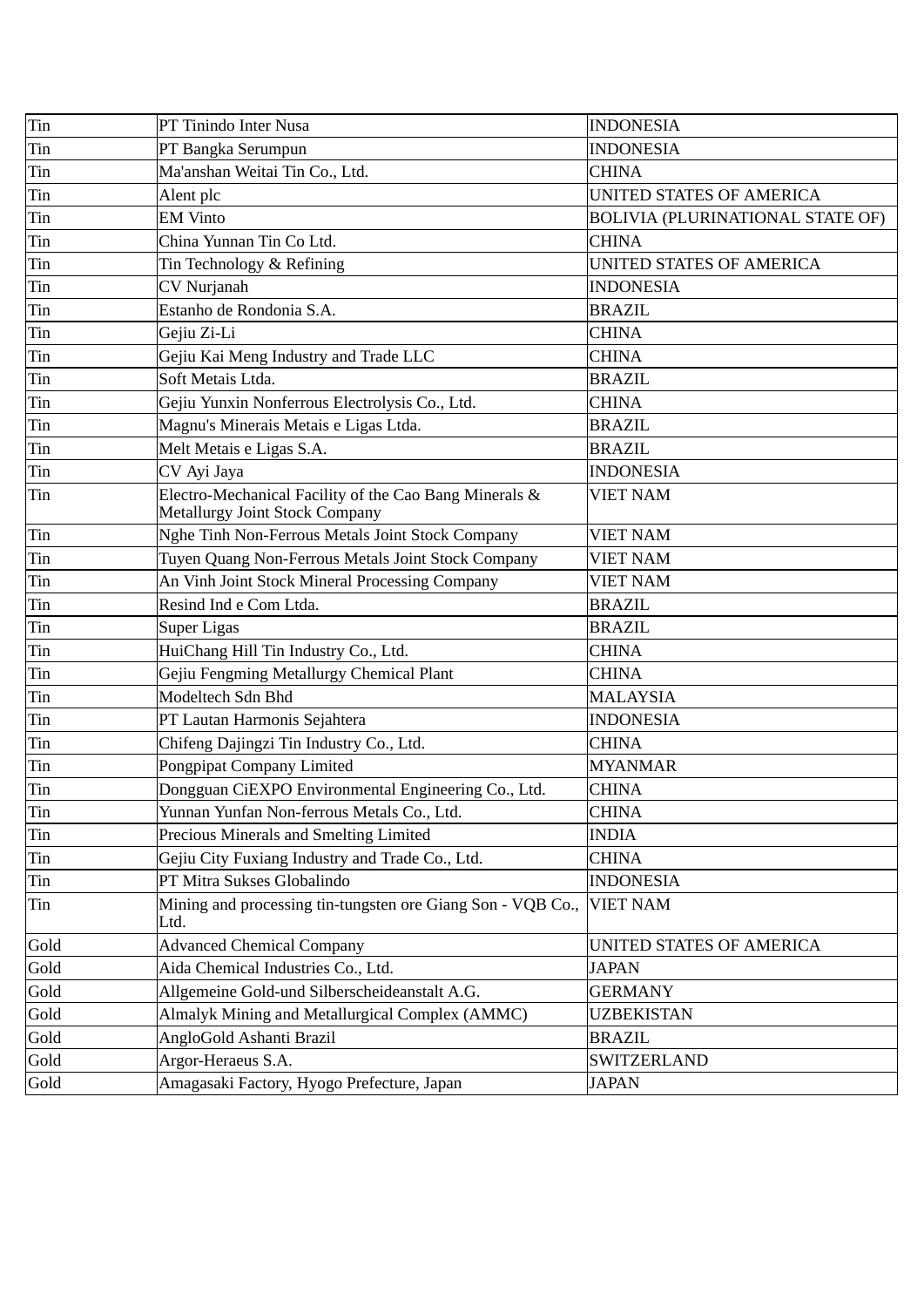| Tin | PT Tinindo Inter Nusa | INDONESIA |
|---|---|---|
| Tin | PT Bangka Serumpun | INDONESIA |
| Tin | Ma'anshan Weitai Tin Co., Ltd. | CHINA |
| Tin | Alent plc | UNITED STATES OF AMERICA |
| Tin | EM Vinto | BOLIVIA (PLURINATIONAL STATE OF) |
| Tin | China Yunnan Tin Co Ltd. | CHINA |
| Tin | Tin Technology & Refining | UNITED STATES OF AMERICA |
| Tin | CV Nurjanah | INDONESIA |
| Tin | Estanho de Rondonia S.A. | BRAZIL |
| Tin | Gejiu Zi-Li | CHINA |
| Tin | Gejiu Kai Meng Industry and Trade LLC | CHINA |
| Tin | Soft Metais Ltda. | BRAZIL |
| Tin | Gejiu Yunxin Nonferrous Electrolysis Co., Ltd. | CHINA |
| Tin | Magnu's Minerais Metais e Ligas Ltda. | BRAZIL |
| Tin | Melt Metais e Ligas S.A. | BRAZIL |
| Tin | CV Ayi Jaya | INDONESIA |
| Tin | Electro-Mechanical Facility of the Cao Bang Minerals & Metallurgy Joint Stock Company | VIET NAM |
| Tin | Nghe Tinh Non-Ferrous Metals Joint Stock Company | VIET NAM |
| Tin | Tuyen Quang Non-Ferrous Metals Joint Stock Company | VIET NAM |
| Tin | An Vinh Joint Stock Mineral Processing Company | VIET NAM |
| Tin | Resind Ind e Com Ltda. | BRAZIL |
| Tin | Super Ligas | BRAZIL |
| Tin | HuiChang Hill Tin Industry Co., Ltd. | CHINA |
| Tin | Gejiu Fengming Metallurgy Chemical Plant | CHINA |
| Tin | Modeltech Sdn Bhd | MALAYSIA |
| Tin | PT Lautan Harmonis Sejahtera | INDONESIA |
| Tin | Chifeng Dajingzi Tin Industry Co., Ltd. | CHINA |
| Tin | Pongpipat Company Limited | MYANMAR |
| Tin | Dongguan CiEXPO Environmental Engineering Co., Ltd. | CHINA |
| Tin | Yunnan Yunfan Non-ferrous Metals Co., Ltd. | CHINA |
| Tin | Precious Minerals and Smelting Limited | INDIA |
| Tin | Gejiu City Fuxiang Industry and Trade Co., Ltd. | CHINA |
| Tin | PT Mitra Sukses Globalindo | INDONESIA |
| Tin | Mining and processing tin-tungsten ore Giang Son - VQB Co., Ltd. | VIET NAM |
| Gold | Advanced Chemical Company | UNITED STATES OF AMERICA |
| Gold | Aida Chemical Industries Co., Ltd. | JAPAN |
| Gold | Allgemeine Gold-und Silberscheideanstalt A.G. | GERMANY |
| Gold | Almalyk Mining and Metallurgical Complex (AMMC) | UZBEKISTAN |
| Gold | AngloGold Ashanti Brazil | BRAZIL |
| Gold | Argor-Heraeus S.A. | SWITZERLAND |
| Gold | Amagasaki Factory, Hyogo Prefecture, Japan | JAPAN |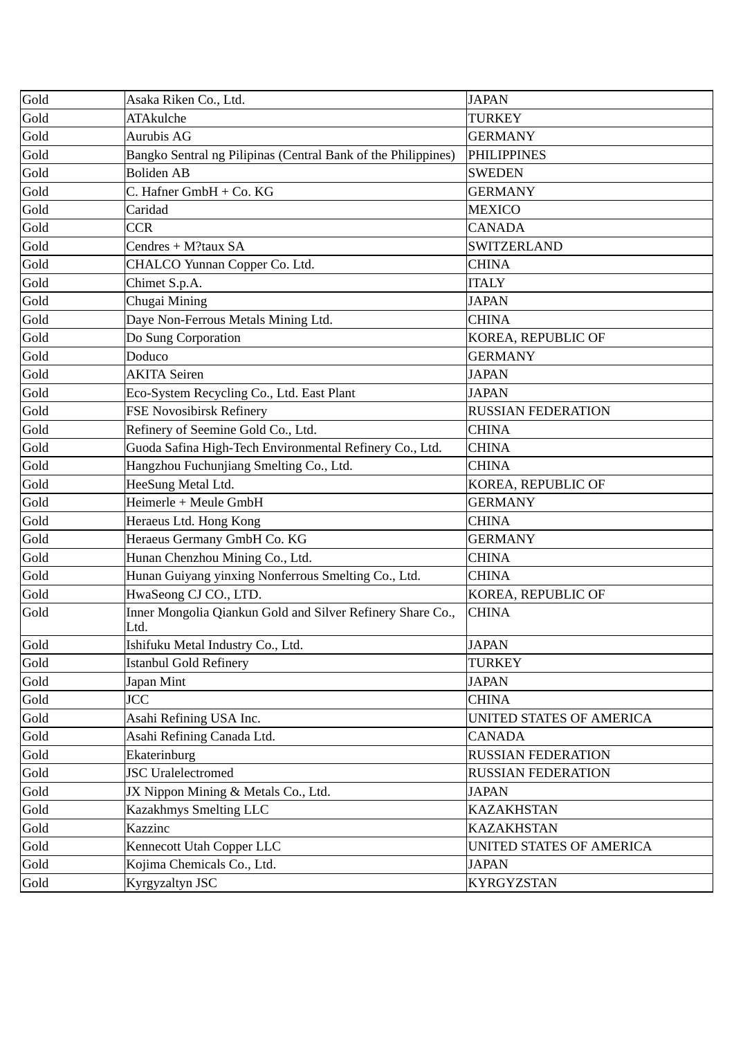| Gold | Asaka Riken Co., Ltd. | JAPAN |
|---|---|---|
| Gold | ATAkulche | TURKEY |
| Gold | Aurubis AG | GERMANY |
| Gold | Bangko Sentral ng Pilipinas (Central Bank of the Philippines) | PHILIPPINES |
| Gold | Boliden AB | SWEDEN |
| Gold | C. Hafner GmbH + Co. KG | GERMANY |
| Gold | Caridad | MEXICO |
| Gold | CCR | CANADA |
| Gold | Cendres + M?taux SA | SWITZERLAND |
| Gold | CHALCO Yunnan Copper Co. Ltd. | CHINA |
| Gold | Chimet S.p.A. | ITALY |
| Gold | Chugai Mining | JAPAN |
| Gold | Daye Non-Ferrous Metals Mining Ltd. | CHINA |
| Gold | Do Sung Corporation | KOREA, REPUBLIC OF |
| Gold | Doduco | GERMANY |
| Gold | AKITA Seiren | JAPAN |
| Gold | Eco-System Recycling Co., Ltd. East Plant | JAPAN |
| Gold | FSE Novosibirsk Refinery | RUSSIAN FEDERATION |
| Gold | Refinery of Seemine Gold Co., Ltd. | CHINA |
| Gold | Guoda Safina High-Tech Environmental Refinery Co., Ltd. | CHINA |
| Gold | Hangzhou Fuchunjiang Smelting Co., Ltd. | CHINA |
| Gold | HeeSung Metal Ltd. | KOREA, REPUBLIC OF |
| Gold | Heimerle + Meule GmbH | GERMANY |
| Gold | Heraeus Ltd. Hong Kong | CHINA |
| Gold | Heraeus Germany GmbH Co. KG | GERMANY |
| Gold | Hunan Chenzhou Mining Co., Ltd. | CHINA |
| Gold | Hunan Guiyang yinxing Nonferrous Smelting Co., Ltd. | CHINA |
| Gold | HwaSeong CJ CO., LTD. | KOREA, REPUBLIC OF |
| Gold | Inner Mongolia Qiankun Gold and Silver Refinery Share Co., Ltd. | CHINA |
| Gold | Ishifuku Metal Industry Co., Ltd. | JAPAN |
| Gold | Istanbul Gold Refinery | TURKEY |
| Gold | Japan Mint | JAPAN |
| Gold | JCC | CHINA |
| Gold | Asahi Refining USA Inc. | UNITED STATES OF AMERICA |
| Gold | Asahi Refining Canada Ltd. | CANADA |
| Gold | Ekaterinburg | RUSSIAN FEDERATION |
| Gold | JSC Uralelectromed | RUSSIAN FEDERATION |
| Gold | JX Nippon Mining & Metals Co., Ltd. | JAPAN |
| Gold | Kazakhmys Smelting LLC | KAZAKHSTAN |
| Gold | Kazzinc | KAZAKHSTAN |
| Gold | Kennecott Utah Copper LLC | UNITED STATES OF AMERICA |
| Gold | Kojima Chemicals Co., Ltd. | JAPAN |
| Gold | Kyrgyzaltyn JSC | KYRGYZSTAN |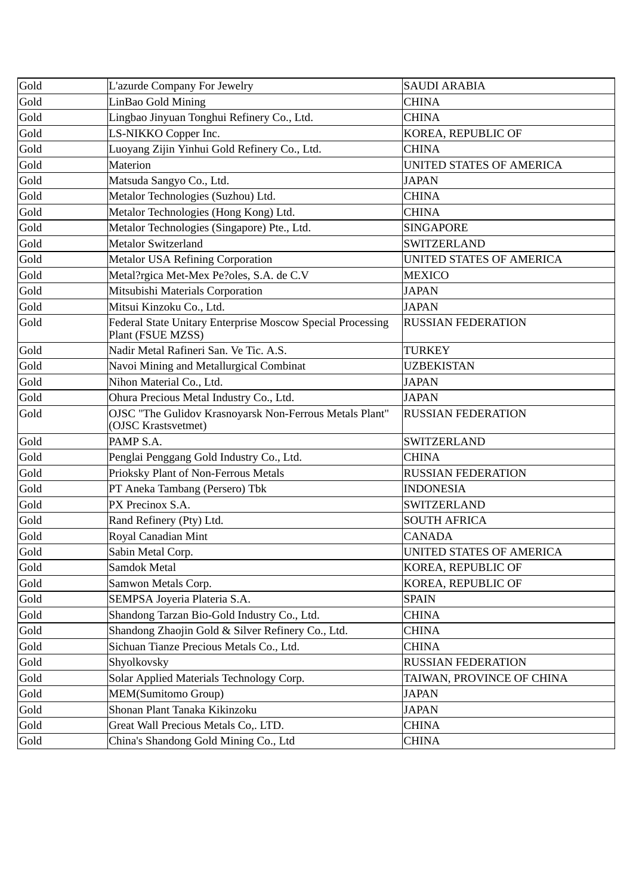| Gold | L'azurde Company For Jewelry | SAUDI ARABIA |
|---|---|---|
| Gold | LinBao Gold Mining | CHINA |
| Gold | Lingbao Jinyuan Tonghui Refinery Co., Ltd. | CHINA |
| Gold | LS-NIKKO Copper Inc. | KOREA, REPUBLIC OF |
| Gold | Luoyang Zijin Yinhui Gold Refinery Co., Ltd. | CHINA |
| Gold | Materion | UNITED STATES OF AMERICA |
| Gold | Matsuda Sangyo Co., Ltd. | JAPAN |
| Gold | Metalor Technologies (Suzhou) Ltd. | CHINA |
| Gold | Metalor Technologies (Hong Kong) Ltd. | CHINA |
| Gold | Metalor Technologies (Singapore) Pte., Ltd. | SINGAPORE |
| Gold | Metalor Switzerland | SWITZERLAND |
| Gold | Metalor USA Refining Corporation | UNITED STATES OF AMERICA |
| Gold | Metal?rgica Met-Mex Pe?oles, S.A. de C.V | MEXICO |
| Gold | Mitsubishi Materials Corporation | JAPAN |
| Gold | Mitsui Kinzoku Co., Ltd. | JAPAN |
| Gold | Federal State Unitary Enterprise Moscow Special Processing Plant (FSUE MZSS) | RUSSIAN FEDERATION |
| Gold | Nadir Metal Rafineri San. Ve Tic. A.S. | TURKEY |
| Gold | Navoi Mining and Metallurgical Combinat | UZBEKISTAN |
| Gold | Nihon Material Co., Ltd. | JAPAN |
| Gold | Ohura Precious Metal Industry Co., Ltd. | JAPAN |
| Gold | OJSC "The Gulidov Krasnoyarsk Non-Ferrous Metals Plant" (OJSC Krastsvetmet) | RUSSIAN FEDERATION |
| Gold | PAMP S.A. | SWITZERLAND |
| Gold | Penglai Penggang Gold Industry Co., Ltd. | CHINA |
| Gold | Prioksky Plant of Non-Ferrous Metals | RUSSIAN FEDERATION |
| Gold | PT Aneka Tambang (Persero) Tbk | INDONESIA |
| Gold | PX Precinox S.A. | SWITZERLAND |
| Gold | Rand Refinery (Pty) Ltd. | SOUTH AFRICA |
| Gold | Royal Canadian Mint | CANADA |
| Gold | Sabin Metal Corp. | UNITED STATES OF AMERICA |
| Gold | Samdok Metal | KOREA, REPUBLIC OF |
| Gold | Samwon Metals Corp. | KOREA, REPUBLIC OF |
| Gold | SEMPSA Joyeria Plateria S.A. | SPAIN |
| Gold | Shandong Tarzan Bio-Gold Industry Co., Ltd. | CHINA |
| Gold | Shandong Zhaojin Gold & Silver Refinery Co., Ltd. | CHINA |
| Gold | Sichuan Tianze Precious Metals Co., Ltd. | CHINA |
| Gold | Shyolkovsky | RUSSIAN FEDERATION |
| Gold | Solar Applied Materials Technology Corp. | TAIWAN, PROVINCE OF CHINA |
| Gold | MEM(Sumitomo Group) | JAPAN |
| Gold | Shonan Plant Tanaka Kikinzoku | JAPAN |
| Gold | Great Wall Precious Metals Co,. LTD. | CHINA |
| Gold | China's Shandong Gold Mining Co., Ltd | CHINA |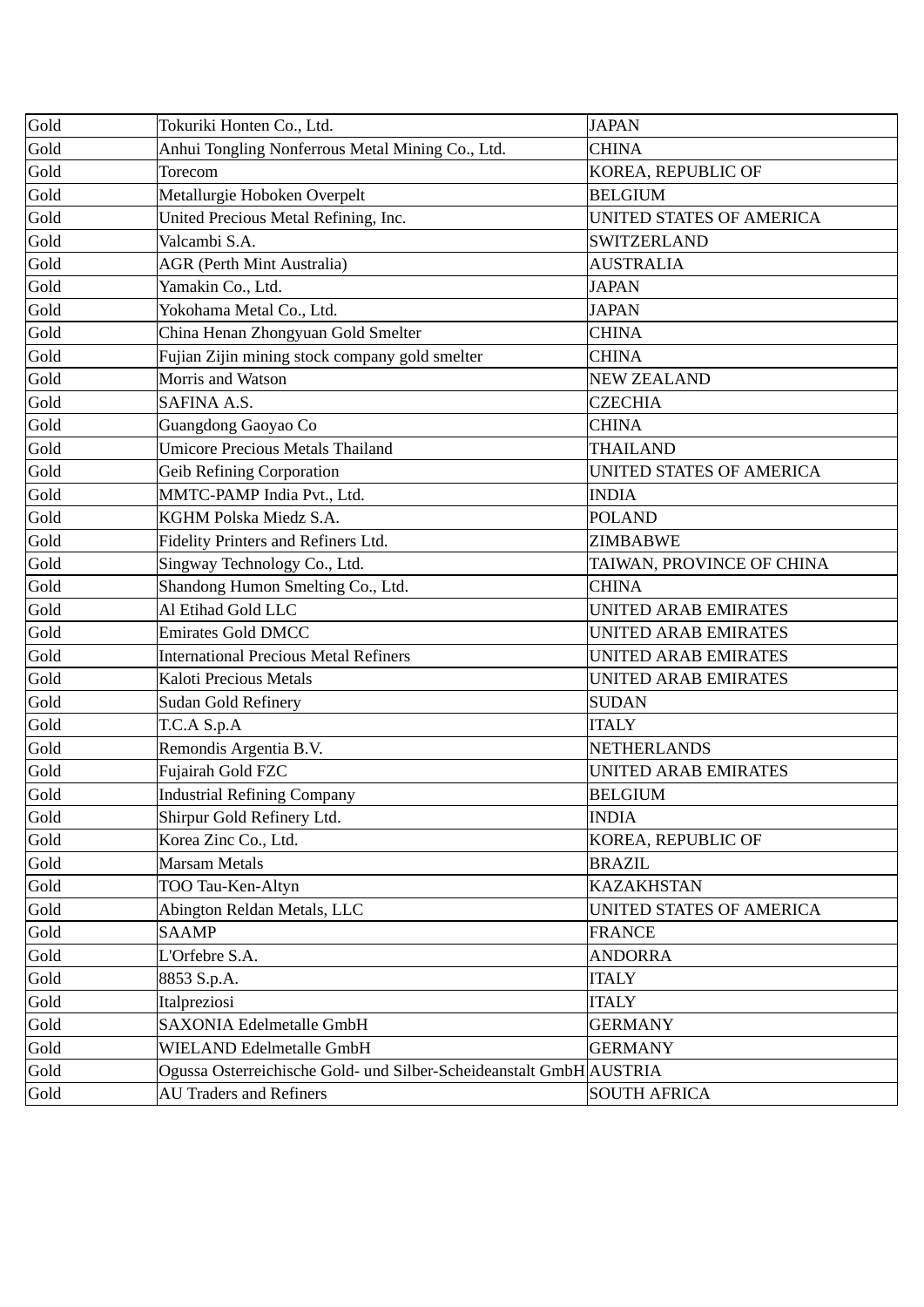| | | |
|---|---|---|
| Gold | Tokuriki Honten Co., Ltd. | JAPAN |
| Gold | Anhui Tongling Nonferrous Metal Mining Co., Ltd. | CHINA |
| Gold | Torecom | KOREA, REPUBLIC OF |
| Gold | Metallurgie Hoboken Overpelt | BELGIUM |
| Gold | United Precious Metal Refining, Inc. | UNITED STATES OF AMERICA |
| Gold | Valcambi S.A. | SWITZERLAND |
| Gold | AGR (Perth Mint Australia) | AUSTRALIA |
| Gold | Yamakin Co., Ltd. | JAPAN |
| Gold | Yokohama Metal Co., Ltd. | JAPAN |
| Gold | China Henan Zhongyuan Gold Smelter | CHINA |
| Gold | Fujian Zijin mining stock company gold smelter | CHINA |
| Gold | Morris and Watson | NEW ZEALAND |
| Gold | SAFINA A.S. | CZECHIA |
| Gold | Guangdong Gaoyao Co | CHINA |
| Gold | Umicore Precious Metals Thailand | THAILAND |
| Gold | Geib Refining Corporation | UNITED STATES OF AMERICA |
| Gold | MMTC-PAMP India Pvt., Ltd. | INDIA |
| Gold | KGHM Polska Miedz S.A. | POLAND |
| Gold | Fidelity Printers and Refiners Ltd. | ZIMBABWE |
| Gold | Singway Technology Co., Ltd. | TAIWAN, PROVINCE OF CHINA |
| Gold | Shandong Humon Smelting Co., Ltd. | CHINA |
| Gold | Al Etihad Gold LLC | UNITED ARAB EMIRATES |
| Gold | Emirates Gold DMCC | UNITED ARAB EMIRATES |
| Gold | International Precious Metal Refiners | UNITED ARAB EMIRATES |
| Gold | Kaloti Precious Metals | UNITED ARAB EMIRATES |
| Gold | Sudan Gold Refinery | SUDAN |
| Gold | T.C.A S.p.A | ITALY |
| Gold | Remondis Argentia B.V. | NETHERLANDS |
| Gold | Fujairah Gold FZC | UNITED ARAB EMIRATES |
| Gold | Industrial Refining Company | BELGIUM |
| Gold | Shirpur Gold Refinery Ltd. | INDIA |
| Gold | Korea Zinc Co., Ltd. | KOREA, REPUBLIC OF |
| Gold | Marsam Metals | BRAZIL |
| Gold | TOO Tau-Ken-Altyn | KAZAKHSTAN |
| Gold | Abington Reldan Metals, LLC | UNITED STATES OF AMERICA |
| Gold | SAAMP | FRANCE |
| Gold | L'Orfebre S.A. | ANDORRA |
| Gold | 8853 S.p.A. | ITALY |
| Gold | Italpreziosi | ITALY |
| Gold | SAXONIA Edelmetalle GmbH | GERMANY |
| Gold | WIELAND Edelmetalle GmbH | GERMANY |
| Gold | Ogussa Osterreichische Gold- und Silber-Scheideanstalt GmbH | AUSTRIA |
| Gold | AU Traders and Refiners | SOUTH AFRICA |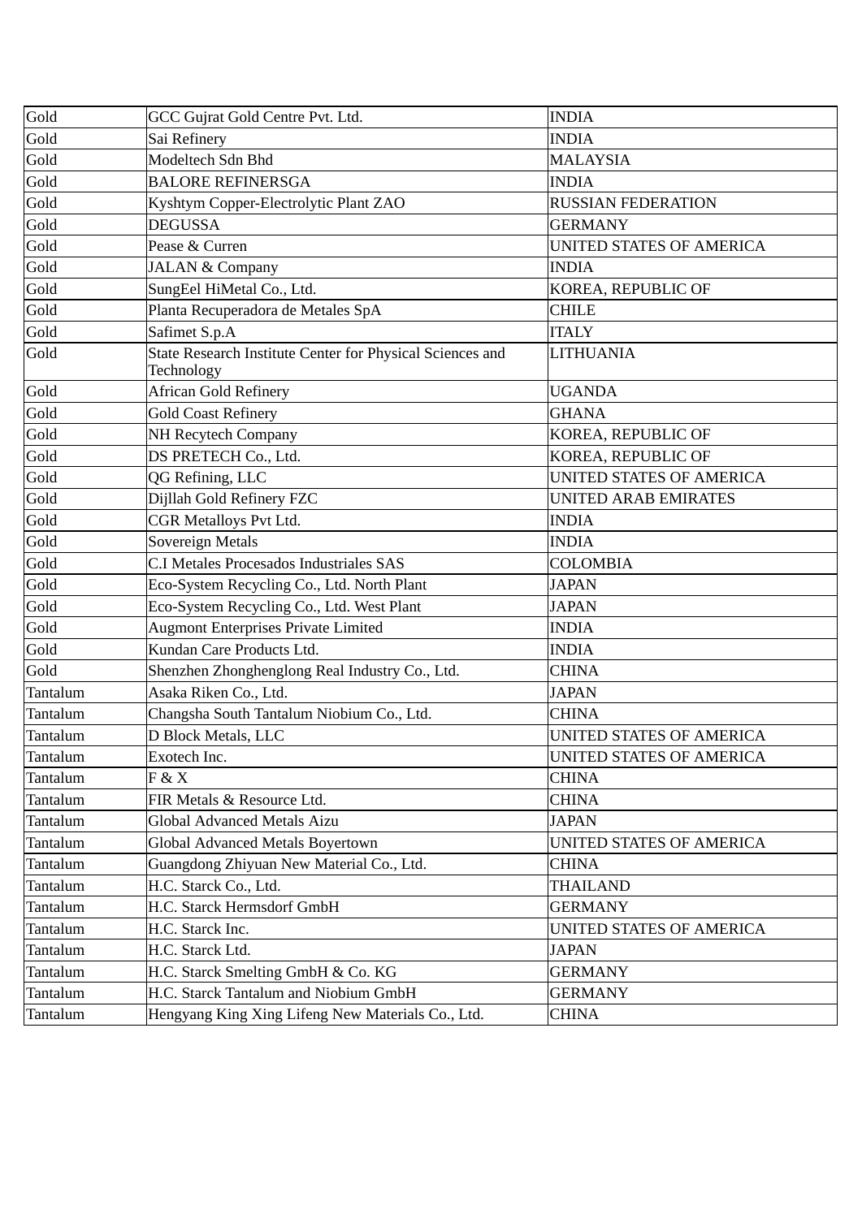| | | |
|---|---|---|
| Gold | GCC Gujrat Gold Centre Pvt. Ltd. | INDIA |
| Gold | Sai Refinery | INDIA |
| Gold | Modeltech Sdn Bhd | MALAYSIA |
| Gold | BALORE REFINERSGA | INDIA |
| Gold | Kyshtym Copper-Electrolytic Plant ZAO | RUSSIAN FEDERATION |
| Gold | DEGUSSA | GERMANY |
| Gold | Pease & Curren | UNITED STATES OF AMERICA |
| Gold | JALAN & Company | INDIA |
| Gold | SungEel HiMetal Co., Ltd. | KOREA, REPUBLIC OF |
| Gold | Planta Recuperadora de Metales SpA | CHILE |
| Gold | Safimet S.p.A | ITALY |
| Gold | State Research Institute Center for Physical Sciences and Technology | LITHUANIA |
| Gold | African Gold Refinery | UGANDA |
| Gold | Gold Coast Refinery | GHANA |
| Gold | NH Recytech Company | KOREA, REPUBLIC OF |
| Gold | DS PRETECH Co., Ltd. | KOREA, REPUBLIC OF |
| Gold | QG Refining, LLC | UNITED STATES OF AMERICA |
| Gold | Dijllah Gold Refinery FZC | UNITED ARAB EMIRATES |
| Gold | CGR Metalloys Pvt Ltd. | INDIA |
| Gold | Sovereign Metals | INDIA |
| Gold | C.I Metales Procesados Industriales SAS | COLOMBIA |
| Gold | Eco-System Recycling Co., Ltd. North Plant | JAPAN |
| Gold | Eco-System Recycling Co., Ltd. West Plant | JAPAN |
| Gold | Augmont Enterprises Private Limited | INDIA |
| Gold | Kundan Care Products Ltd. | INDIA |
| Gold | Shenzhen Zhonghenglong Real Industry Co., Ltd. | CHINA |
| Tantalum | Asaka Riken Co., Ltd. | JAPAN |
| Tantalum | Changsha South Tantalum Niobium Co., Ltd. | CHINA |
| Tantalum | D Block Metals, LLC | UNITED STATES OF AMERICA |
| Tantalum | Exotech Inc. | UNITED STATES OF AMERICA |
| Tantalum | F & X | CHINA |
| Tantalum | FIR Metals & Resource Ltd. | CHINA |
| Tantalum | Global Advanced Metals Aizu | JAPAN |
| Tantalum | Global Advanced Metals Boyertown | UNITED STATES OF AMERICA |
| Tantalum | Guangdong Zhiyuan New Material Co., Ltd. | CHINA |
| Tantalum | H.C. Starck Co., Ltd. | THAILAND |
| Tantalum | H.C. Starck Hermsdorf GmbH | GERMANY |
| Tantalum | H.C. Starck Inc. | UNITED STATES OF AMERICA |
| Tantalum | H.C. Starck Ltd. | JAPAN |
| Tantalum | H.C. Starck Smelting GmbH & Co. KG | GERMANY |
| Tantalum | H.C. Starck Tantalum and Niobium GmbH | GERMANY |
| Tantalum | Hengyang King Xing Lifeng New Materials Co., Ltd. | CHINA |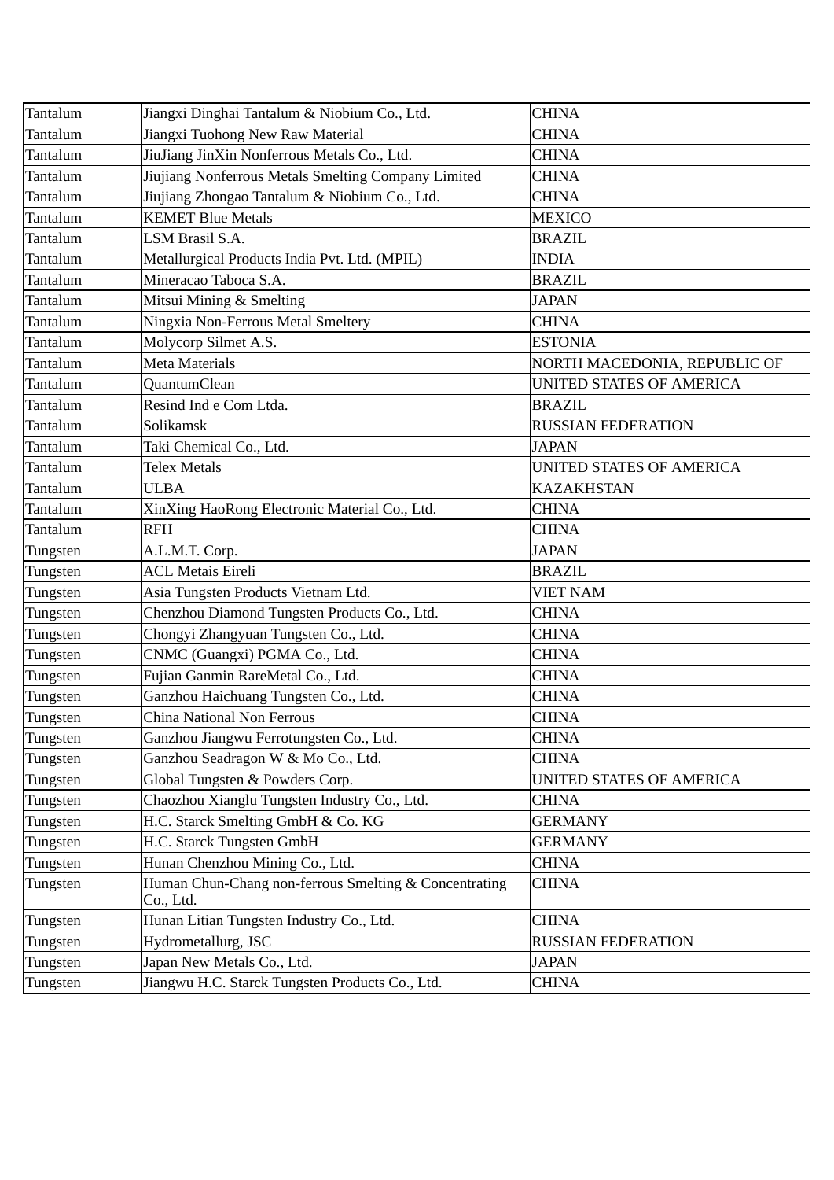| Tantalum | Jiangxi Dinghai Tantalum & Niobium Co., Ltd. | CHINA |
|---|---|---|
| Tantalum | Jiangxi Tuohong New Raw Material | CHINA |
| Tantalum | JiuJiang JinXin Nonferrous Metals Co., Ltd. | CHINA |
| Tantalum | Jiujiang Nonferrous Metals Smelting Company Limited | CHINA |
| Tantalum | Jiujiang Zhongao Tantalum & Niobium Co., Ltd. | CHINA |
| Tantalum | KEMET Blue Metals | MEXICO |
| Tantalum | LSM Brasil S.A. | BRAZIL |
| Tantalum | Metallurgical Products India Pvt. Ltd. (MPIL) | INDIA |
| Tantalum | Mineracao Taboca S.A. | BRAZIL |
| Tantalum | Mitsui Mining & Smelting | JAPAN |
| Tantalum | Ningxia Non-Ferrous Metal Smeltery | CHINA |
| Tantalum | Molycorp Silmet A.S. | ESTONIA |
| Tantalum | Meta Materials | NORTH MACEDONIA, REPUBLIC OF |
| Tantalum | QuantumClean | UNITED STATES OF AMERICA |
| Tantalum | Resind Ind e Com Ltda. | BRAZIL |
| Tantalum | Solikamsk | RUSSIAN FEDERATION |
| Tantalum | Taki Chemical Co., Ltd. | JAPAN |
| Tantalum | Telex Metals | UNITED STATES OF AMERICA |
| Tantalum | ULBA | KAZAKHSTAN |
| Tantalum | XinXing HaoRong Electronic Material Co., Ltd. | CHINA |
| Tantalum | RFH | CHINA |
| Tungsten | A.L.M.T. Corp. | JAPAN |
| Tungsten | ACL Metais Eireli | BRAZIL |
| Tungsten | Asia Tungsten Products Vietnam Ltd. | VIET NAM |
| Tungsten | Chenzhou Diamond Tungsten Products Co., Ltd. | CHINA |
| Tungsten | Chongyi Zhangyuan Tungsten Co., Ltd. | CHINA |
| Tungsten | CNMC (Guangxi) PGMA Co., Ltd. | CHINA |
| Tungsten | Fujian Ganmin RareMetal Co., Ltd. | CHINA |
| Tungsten | Ganzhou Haichuang Tungsten Co., Ltd. | CHINA |
| Tungsten | China National Non Ferrous | CHINA |
| Tungsten | Ganzhou Jiangwu Ferrotungsten Co., Ltd. | CHINA |
| Tungsten | Ganzhou Seadragon W & Mo Co., Ltd. | CHINA |
| Tungsten | Global Tungsten & Powders Corp. | UNITED STATES OF AMERICA |
| Tungsten | Chaozhou Xianglu Tungsten Industry Co., Ltd. | CHINA |
| Tungsten | H.C. Starck Smelting GmbH & Co. KG | GERMANY |
| Tungsten | H.C. Starck Tungsten GmbH | GERMANY |
| Tungsten | Hunan Chenzhou Mining Co., Ltd. | CHINA |
| Tungsten | Human Chun-Chang non-ferrous Smelting & Concentrating Co., Ltd. | CHINA |
| Tungsten | Hunan Litian Tungsten Industry Co., Ltd. | CHINA |
| Tungsten | Hydrometallurg, JSC | RUSSIAN FEDERATION |
| Tungsten | Japan New Metals Co., Ltd. | JAPAN |
| Tungsten | Jiangwu H.C. Starck Tungsten Products Co., Ltd. | CHINA |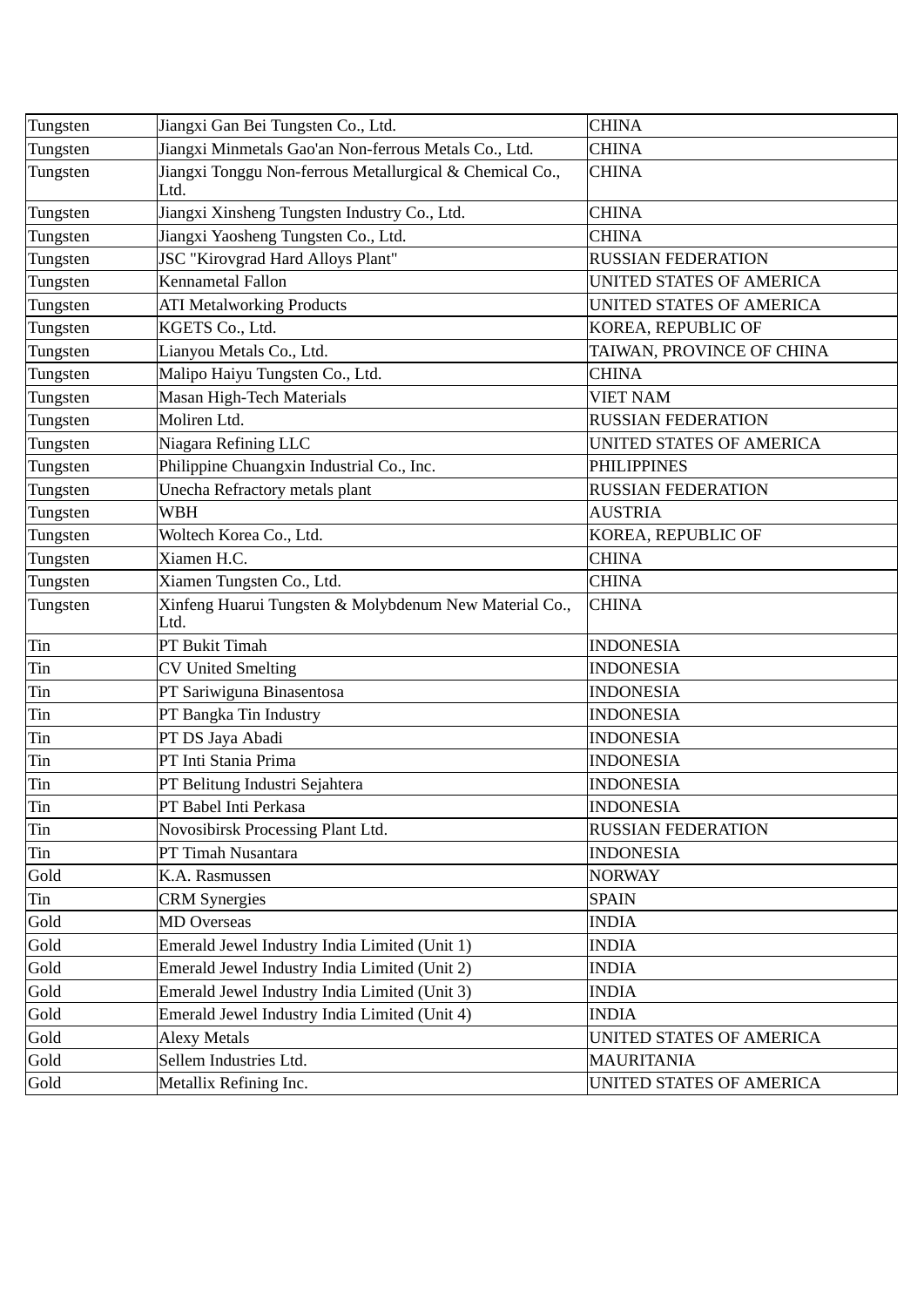| Tungsten | Jiangxi Gan Bei Tungsten Co., Ltd. | CHINA |
|---|---|---|
| Tungsten | Jiangxi Minmetals Gao'an Non-ferrous Metals Co., Ltd. | CHINA |
| Tungsten | Jiangxi Tonggu Non-ferrous Metallurgical & Chemical Co., Ltd. | CHINA |
| Tungsten | Jiangxi Xinsheng Tungsten Industry Co., Ltd. | CHINA |
| Tungsten | Jiangxi Yaosheng Tungsten Co., Ltd. | CHINA |
| Tungsten | JSC "Kirovgrad Hard Alloys Plant" | RUSSIAN FEDERATION |
| Tungsten | Kennametal Fallon | UNITED STATES OF AMERICA |
| Tungsten | ATI Metalworking Products | UNITED STATES OF AMERICA |
| Tungsten | KGETS Co., Ltd. | KOREA, REPUBLIC OF |
| Tungsten | Lianyou Metals Co., Ltd. | TAIWAN, PROVINCE OF CHINA |
| Tungsten | Malipo Haiyu Tungsten Co., Ltd. | CHINA |
| Tungsten | Masan High-Tech Materials | VIET NAM |
| Tungsten | Moliren Ltd. | RUSSIAN FEDERATION |
| Tungsten | Niagara Refining LLC | UNITED STATES OF AMERICA |
| Tungsten | Philippine Chuangxin Industrial Co., Inc. | PHILIPPINES |
| Tungsten | Unecha Refractory metals plant | RUSSIAN FEDERATION |
| Tungsten | WBH | AUSTRIA |
| Tungsten | Woltech Korea Co., Ltd. | KOREA, REPUBLIC OF |
| Tungsten | Xiamen H.C. | CHINA |
| Tungsten | Xiamen Tungsten Co., Ltd. | CHINA |
| Tungsten | Xinfeng Huarui Tungsten & Molybdenum New Material Co., Ltd. | CHINA |
| Tin | PT Bukit Timah | INDONESIA |
| Tin | CV United Smelting | INDONESIA |
| Tin | PT Sariwiguna Binasentosa | INDONESIA |
| Tin | PT Bangka Tin Industry | INDONESIA |
| Tin | PT DS Jaya Abadi | INDONESIA |
| Tin | PT Inti Stania Prima | INDONESIA |
| Tin | PT Belitung Industri Sejahtera | INDONESIA |
| Tin | PT Babel Inti Perkasa | INDONESIA |
| Tin | Novosibirsk Processing Plant Ltd. | RUSSIAN FEDERATION |
| Tin | PT Timah Nusantara | INDONESIA |
| Gold | K.A. Rasmussen | NORWAY |
| Tin | CRM Synergies | SPAIN |
| Gold | MD Overseas | INDIA |
| Gold | Emerald Jewel Industry India Limited (Unit 1) | INDIA |
| Gold | Emerald Jewel Industry India Limited (Unit 2) | INDIA |
| Gold | Emerald Jewel Industry India Limited (Unit 3) | INDIA |
| Gold | Emerald Jewel Industry India Limited (Unit 4) | INDIA |
| Gold | Alexy Metals | UNITED STATES OF AMERICA |
| Gold | Sellem Industries Ltd. | MAURITANIA |
| Gold | Metallix Refining Inc. | UNITED STATES OF AMERICA |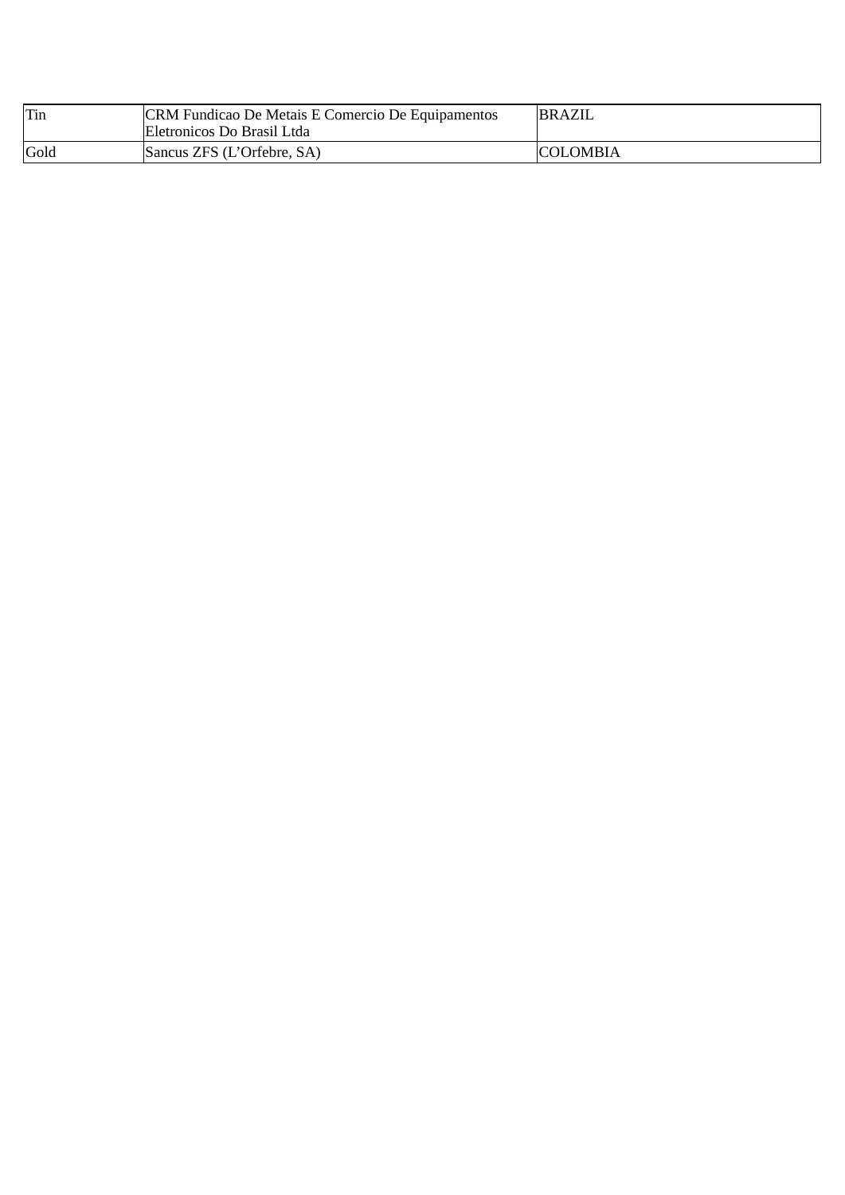| Tin | CRM Fundicao De Metais E Comercio De Equipamentos Eletronicos Do Brasil Ltda | BRAZIL |
|---|---|---|
| Gold | Sancus ZFS (L'Orfebre, SA) | COLOMBIA |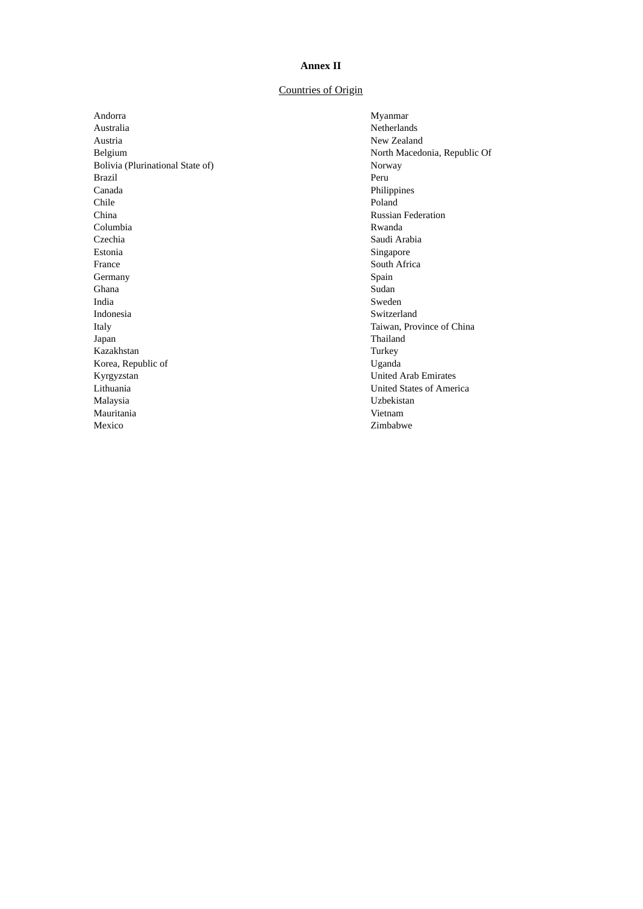**Annex II**

Countries of Origin

Andorra
Australia
Austria
Belgium
Bolivia (Plurinational State of)
Brazil
Canada
Chile
China
Columbia
Czechia
Estonia
France
Germany
Ghana
India
Indonesia
Italy
Japan
Kazakhstan
Korea, Republic of
Kyrgyzstan
Lithuania
Malaysia
Mauritania
Mexico
Myanmar
Netherlands
New Zealand
North Macedonia, Republic Of
Norway
Peru
Philippines
Poland
Russian Federation
Rwanda
Saudi Arabia
Singapore
South Africa
Spain
Sudan
Sweden
Switzerland
Taiwan, Province of China
Thailand
Turkey
Uganda
United Arab Emirates
United States of America
Uzbekistan
Vietnam
Zimbabwe